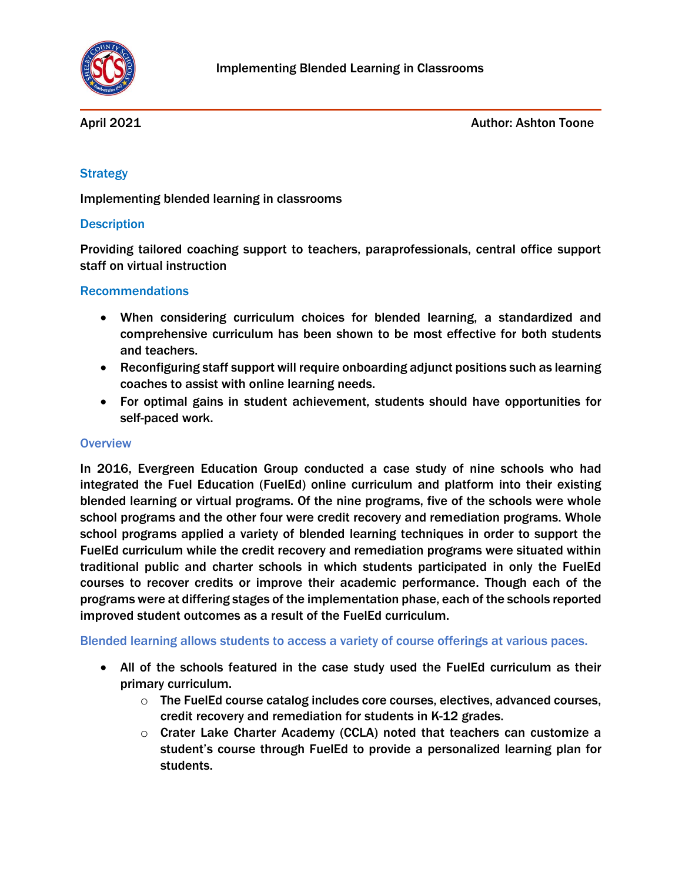# Implementing Blended Learning in Classrooms

April 2021

Author: Ashton Toone

## Strategy

Implementing blended learning in classrooms

## Description

Providing tailored coaching support to teachers, paraprofessionals, central office support staff on virtual instruction

## Recommendations

- When considering curriculum choices for blended learning, a standardized and comprehensive curriculum has been shown to be most effective for both students and teachers.
- Reconfiguring staff support will require onboarding adjunct positions such as learning coaches to assist with online learning needs.
- For optimal gains in student achievement, students should have opportunities for self-paced work.

## Overview

In 2016, Evergreen Education Group conducted a case study of nine schools who had integrated the Fuel Education (FuelEd) online curriculum and platform into their existing blended learning or virtual programs. Of the nine programs, five of the schools were whole school programs and the other four were credit recovery and remediation programs. Whole school programs applied a variety of blended learning techniques in order to support the FuelEd curriculum while the credit recovery and remediation programs were situated within traditional public and charter schools in which students participated in only the FuelEd courses to recover credits or improve their academic performance. Though each of the programs were at differing stages of the implementation phase, each of the schools reported improved student outcomes as a result of the FuelEd curriculum.

### Blended learning allows students to access a variety of course offerings at various paces.

- All of the schools featured in the case study used the FuelEd curriculum as their primary curriculum.
  - The FuelEd course catalog includes core courses, electives, advanced courses, credit recovery and remediation for students in K-12 grades.
  - Crater Lake Charter Academy (CCLA) noted that teachers can customize a student's course through FuelEd to provide a personalized learning plan for students.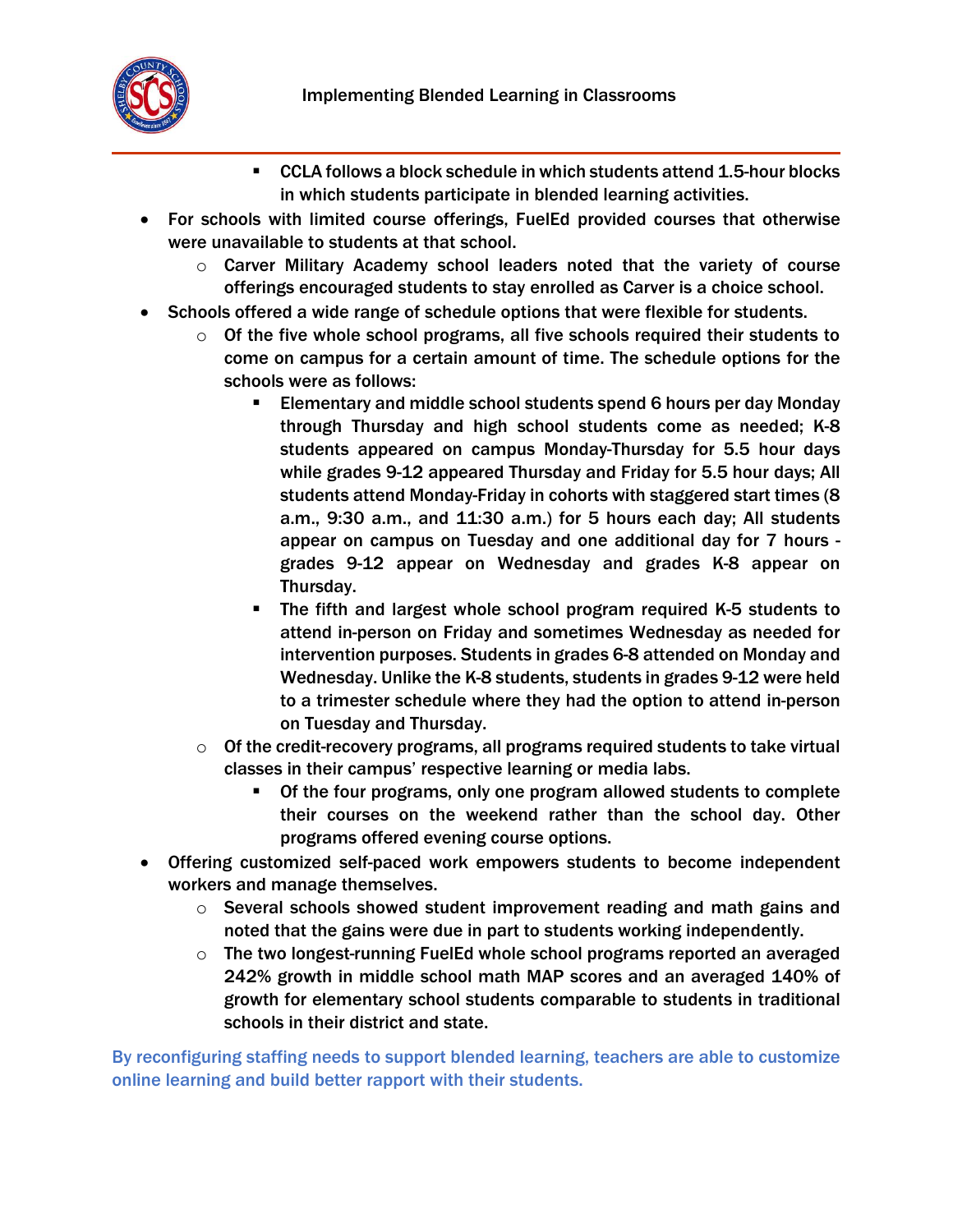- CCLA follows a block schedule in which students attend 1.5-hour blocks in which students participate in blended learning activities.
- For schools with limited course offerings, FuelEd provided courses that otherwise were unavailable to students at that school.
  - Carver Military Academy school leaders noted that the variety of course offerings encouraged students to stay enrolled as Carver is a choice school.
- Schools offered a wide range of schedule options that were flexible for students.
  - Of the five whole school programs, all five schools required their students to come on campus for a certain amount of time. The schedule options for the schools were as follows:
    - Elementary and middle school students spend 6 hours per day Monday through Thursday and high school students come as needed; K-8 students appeared on campus Monday-Thursday for 5.5 hour days while grades 9-12 appeared Thursday and Friday for 5.5 hour days; All students attend Monday-Friday in cohorts with staggered start times (8 a.m., 9:30 a.m., and 11:30 a.m.) for 5 hours each day; All students appear on campus on Tuesday and one additional day for 7 hours - grades 9-12 appear on Wednesday and grades K-8 appear on Thursday.
    - The fifth and largest whole school program required K-5 students to attend in-person on Friday and sometimes Wednesday as needed for intervention purposes. Students in grades 6-8 attended on Monday and Wednesday. Unlike the K-8 students, students in grades 9-12 were held to a trimester schedule where they had the option to attend in-person on Tuesday and Thursday.
  - Of the credit-recovery programs, all programs required students to take virtual classes in their campus' respective learning or media labs.
    - Of the four programs, only one program allowed students to complete their courses on the weekend rather than the school day. Other programs offered evening course options.
- Offering customized self-paced work empowers students to become independent workers and manage themselves.
  - Several schools showed student improvement reading and math gains and noted that the gains were due in part to students working independently.
  - The two longest-running FuelEd whole school programs reported an averaged 242% growth in middle school math MAP scores and an averaged 140% of growth for elementary school students comparable to students in traditional schools in their district and state.

By reconfiguring staffing needs to support blended learning, teachers are able to customize online learning and build better rapport with their students.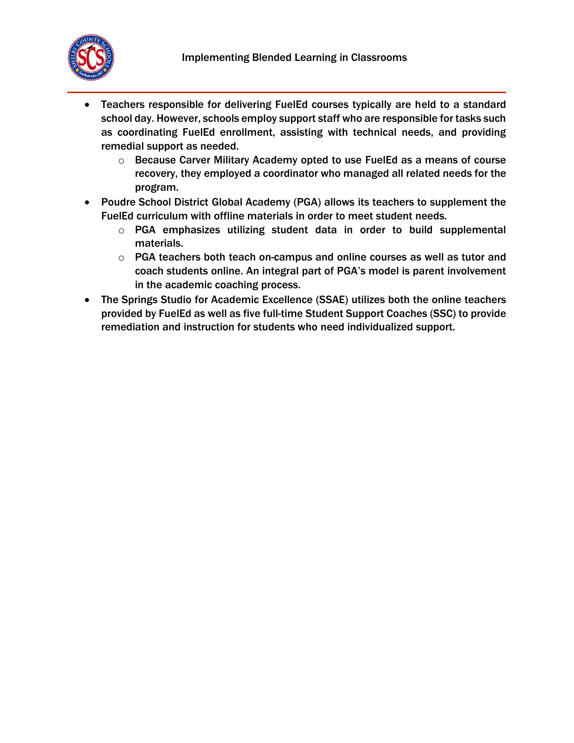- Teachers responsible for delivering FuelEd courses typically are held to a standard school day. However, schools employ support staff who are responsible for tasks such as coordinating FuelEd enrollment, assisting with technical needs, and providing remedial support as needed.
    - Because Carver Military Academy opted to use FuelEd as a means of course recovery, they employed a coordinator who managed all related needs for the program.
- Poudre School District Global Academy (PGA) allows its teachers to supplement the FuelEd curriculum with offline materials in order to meet student needs.
    - PGA emphasizes utilizing student data in order to build supplemental materials.
    - PGA teachers both teach on-campus and online courses as well as tutor and coach students online. An integral part of PGA's model is parent involvement in the academic coaching process.
- The Springs Studio for Academic Excellence (SSAE) utilizes both the online teachers provided by FuelEd as well as five full-time Student Support Coaches (SSC) to provide remediation and instruction for students who need individualized support.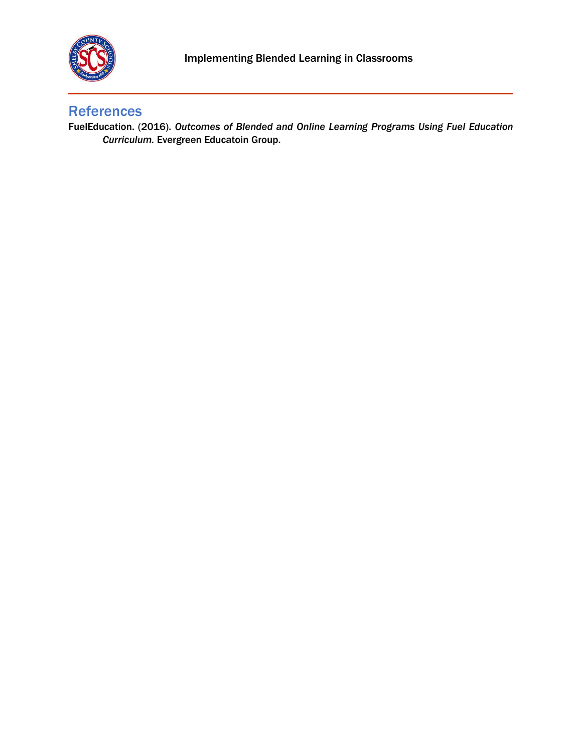## References

FuelEducation. (2016). *Outcomes of Blended and Online Learning Programs Using Fuel Education Curriculum.* Evergreen Educatoin Group.